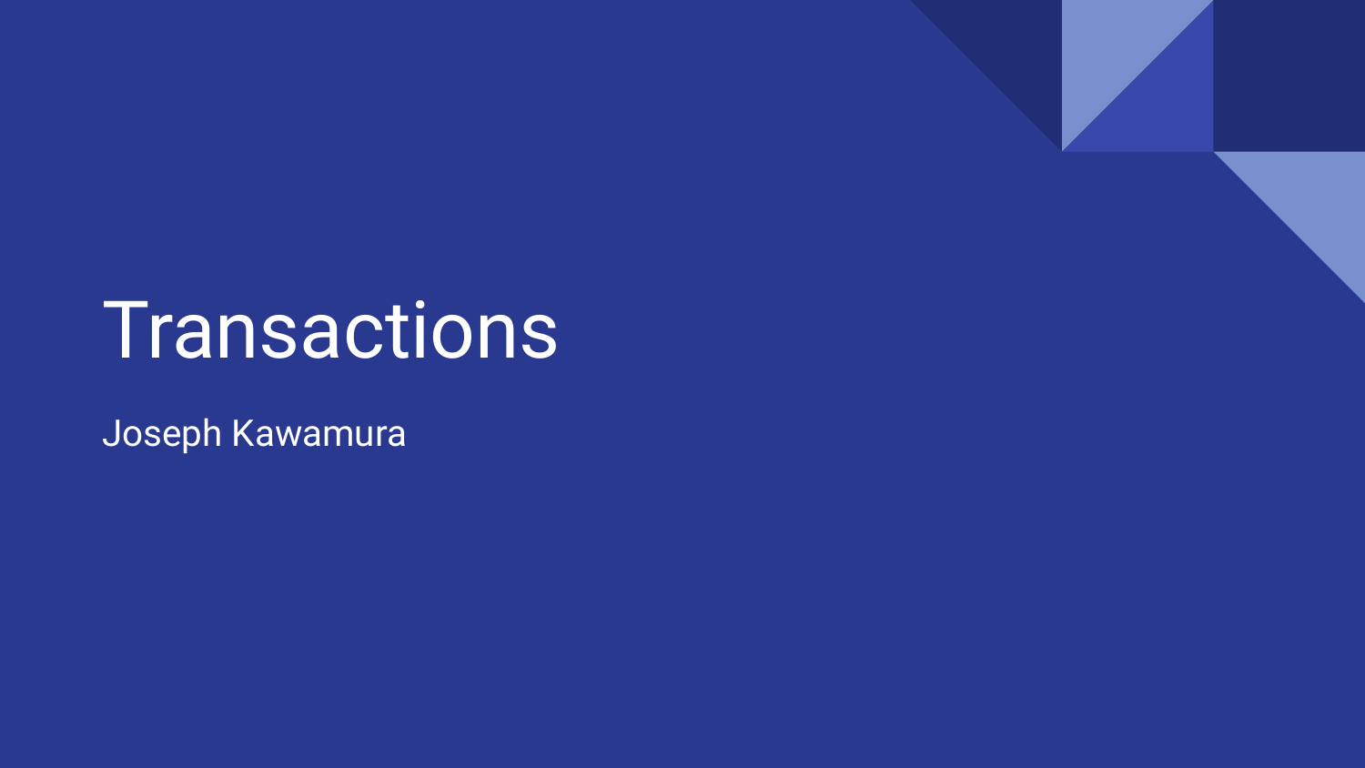# Transactions

Joseph Kawamura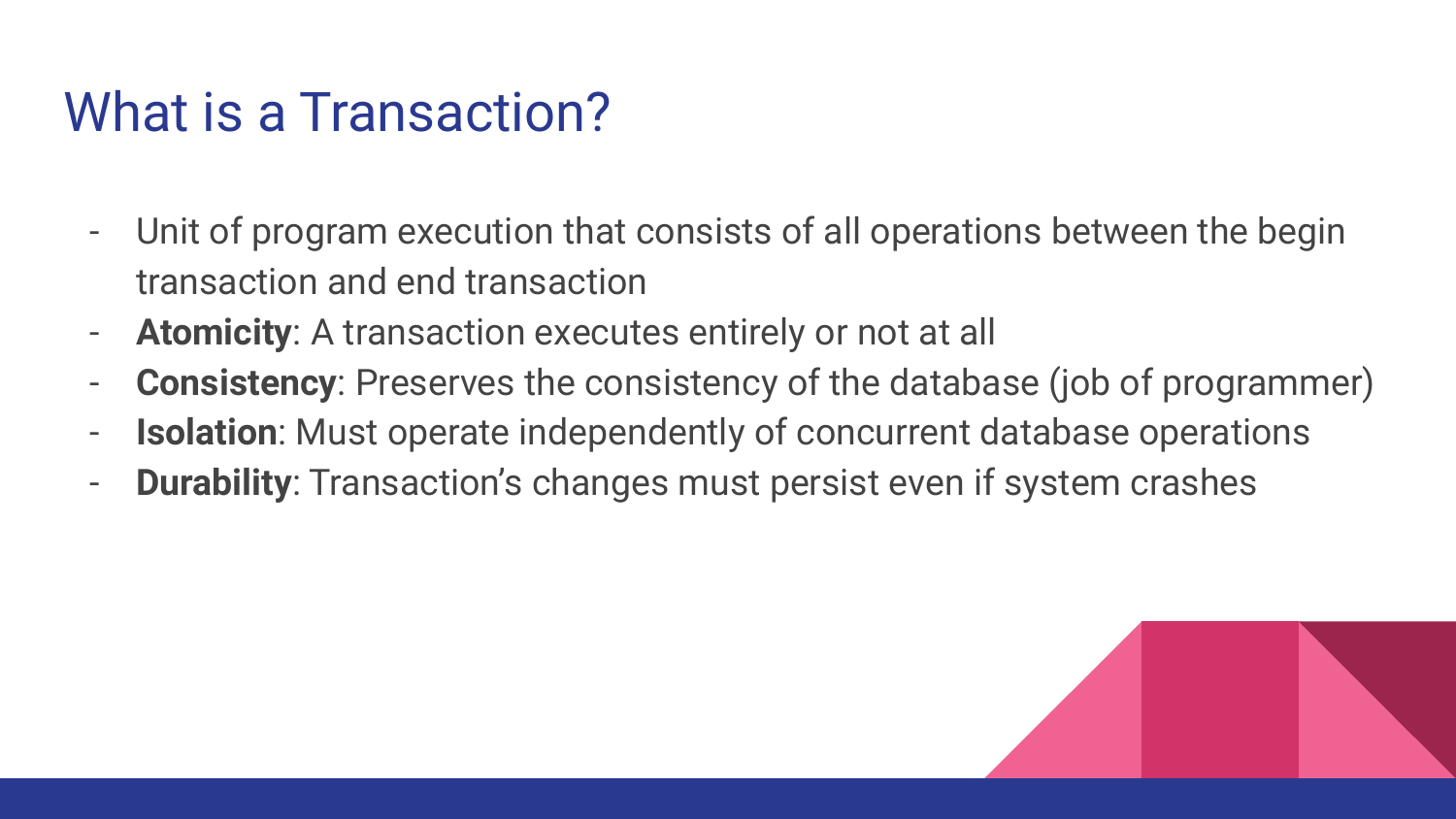# What is a Transaction?

- Unit of program execution that consists of all operations between the begin transaction and end transaction
- **Atomicity**: A transaction executes entirely or not at all
- **Consistency**: Preserves the consistency of the database (job of programmer)
- **Isolation**: Must operate independently of concurrent database operations
- **Durability**: Transaction's changes must persist even if system crashes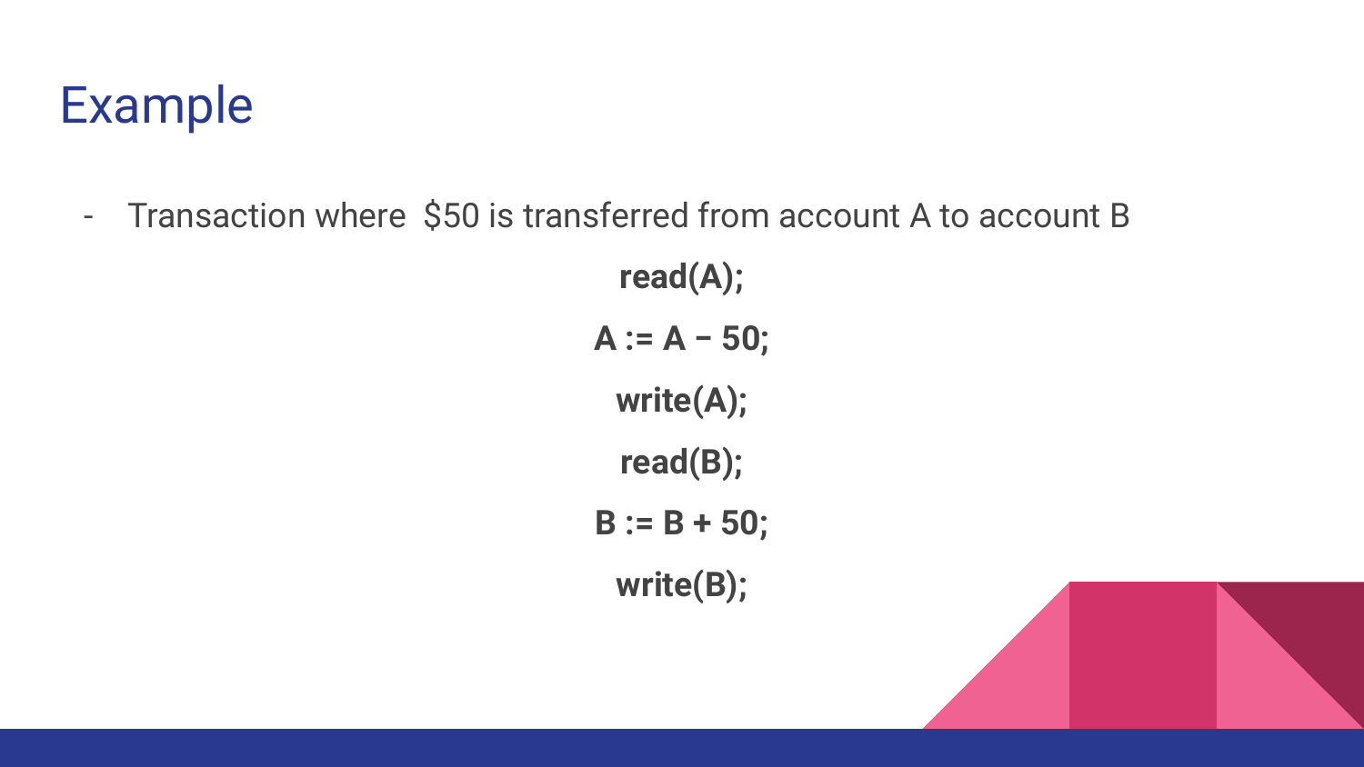# Example

- Transaction where $50 is transferred from account A to account B

```
read(A);
A := A – 50;
write(A);
read(B);
B := B + 50;
write(B);
```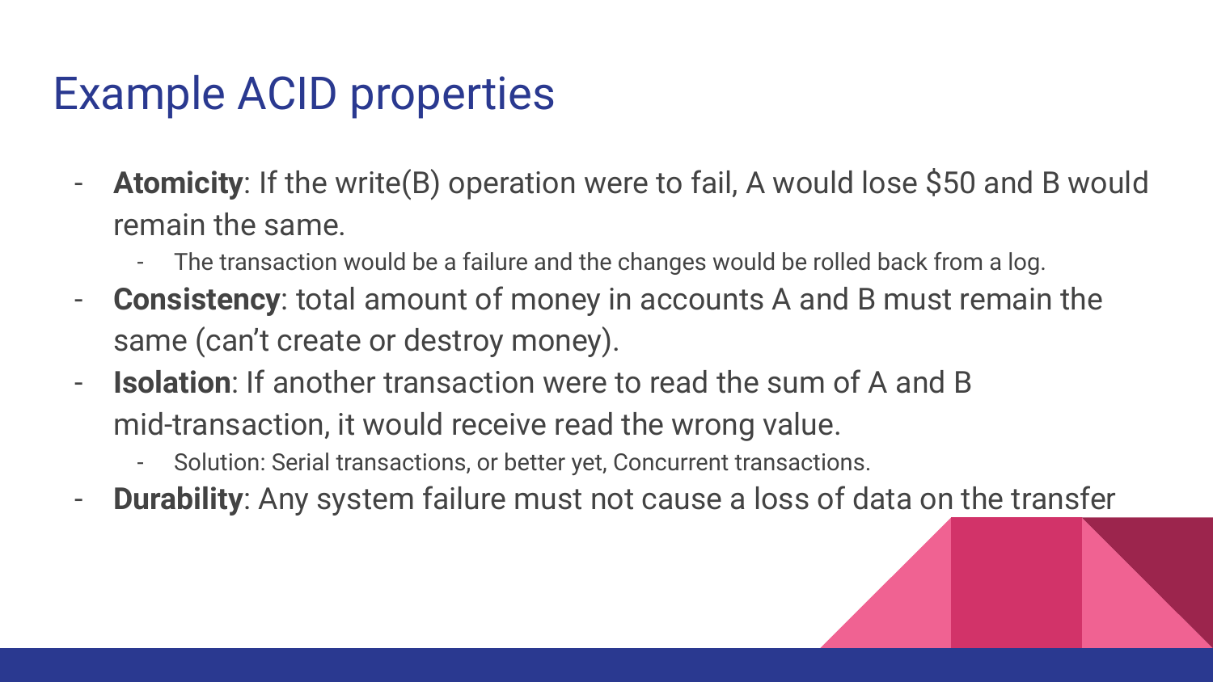# Example ACID properties

- **Atomicity**: If the write(B) operation were to fail, A would lose $50 and B would remain the same.
  - The transaction would be a failure and the changes would be rolled back from a log.
- **Consistency**: total amount of money in accounts A and B must remain the same (can't create or destroy money).
- **Isolation**: If another transaction were to read the sum of A and B mid-transaction, it would receive read the wrong value.
  - Solution: Serial transactions, or better yet, Concurrent transactions.
- **Durability**: Any system failure must not cause a loss of data on the transfer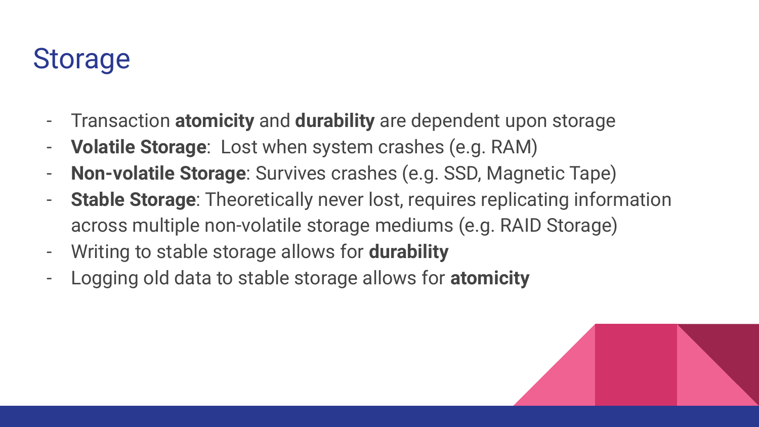# Storage

- Transaction **atomicity** and **durability** are dependent upon storage
- **Volatile Storage**: Lost when system crashes (e.g. RAM)
- **Non-volatile Storage**: Survives crashes (e.g. SSD, Magnetic Tape)
- **Stable Storage**: Theoretically never lost, requires replicating information across multiple non-volatile storage mediums (e.g. RAID Storage)
- Writing to stable storage allows for **durability**
- Logging old data to stable storage allows for **atomicity**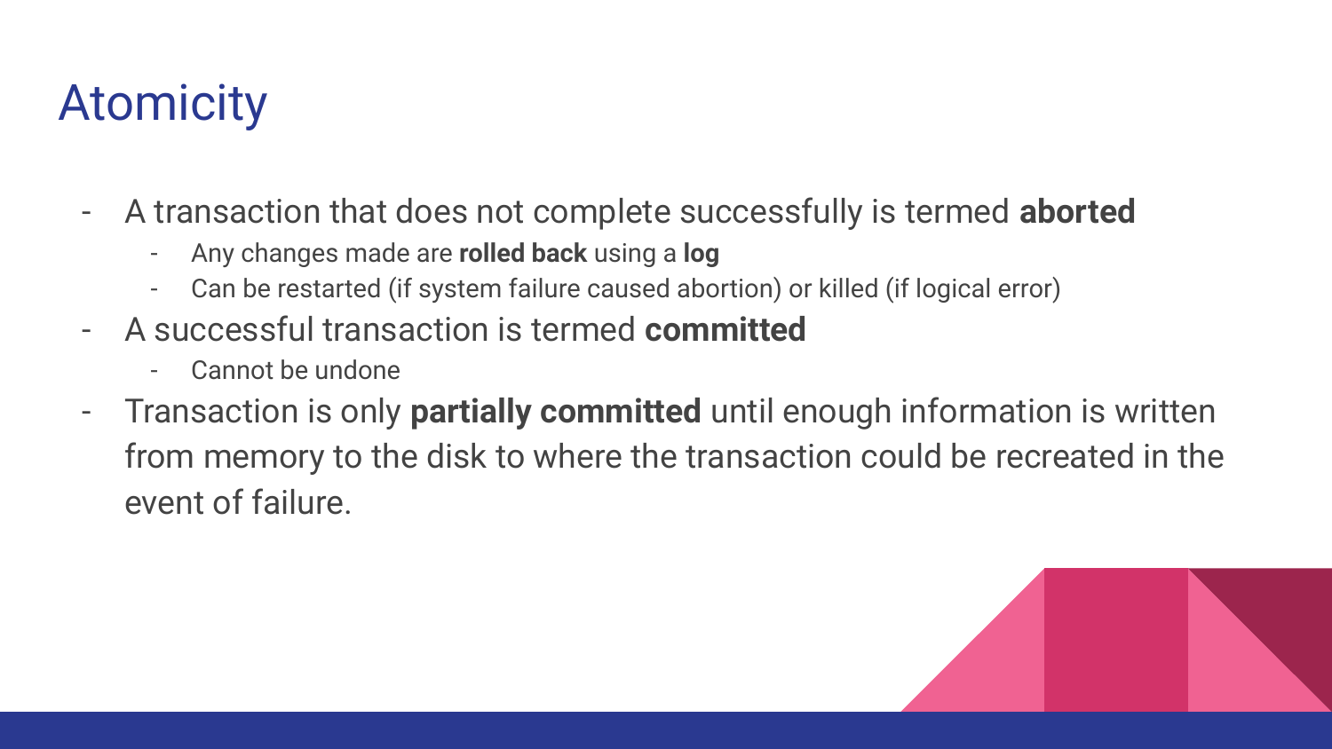# Atomicity

- A transaction that does not complete successfully is termed **aborted**
  - Any changes made are **rolled back** using a **log**
  - Can be restarted (if system failure caused abortion) or killed (if logical error)
- A successful transaction is termed **committed**
  - Cannot be undone
- Transaction is only **partially committed** until enough information is written from memory to the disk to where the transaction could be recreated in the event of failure.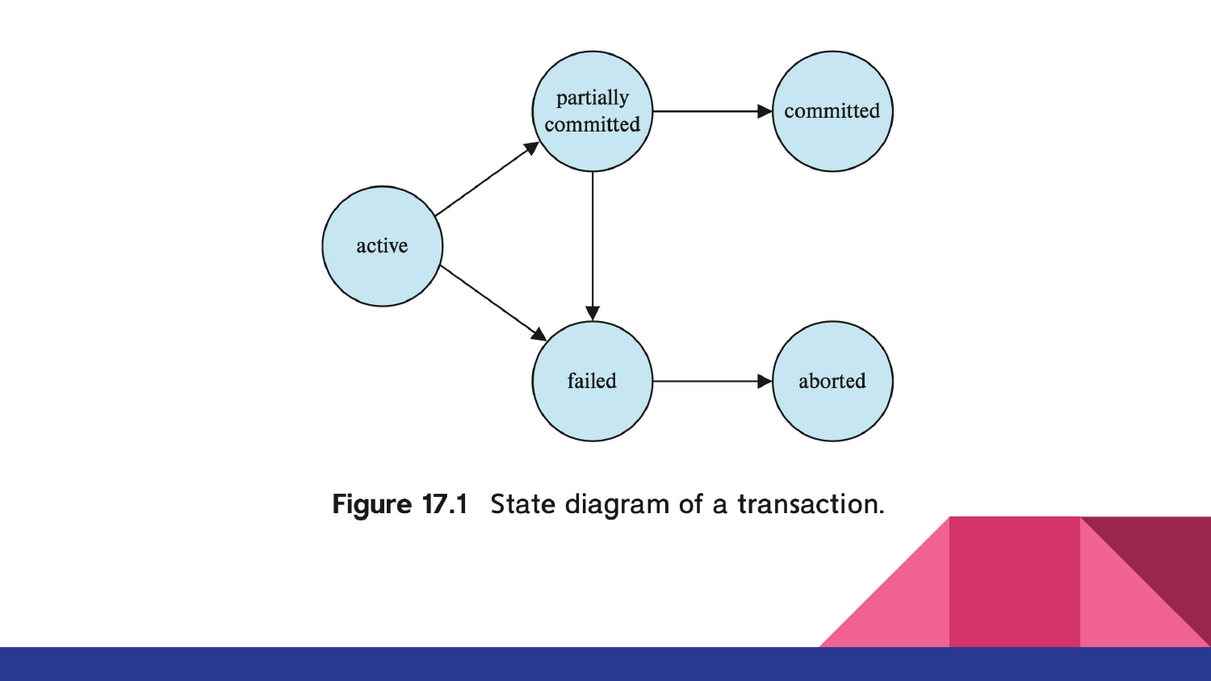active

partially committed

committed

failed

aborted

Figure 17.1 State diagram of a transaction.